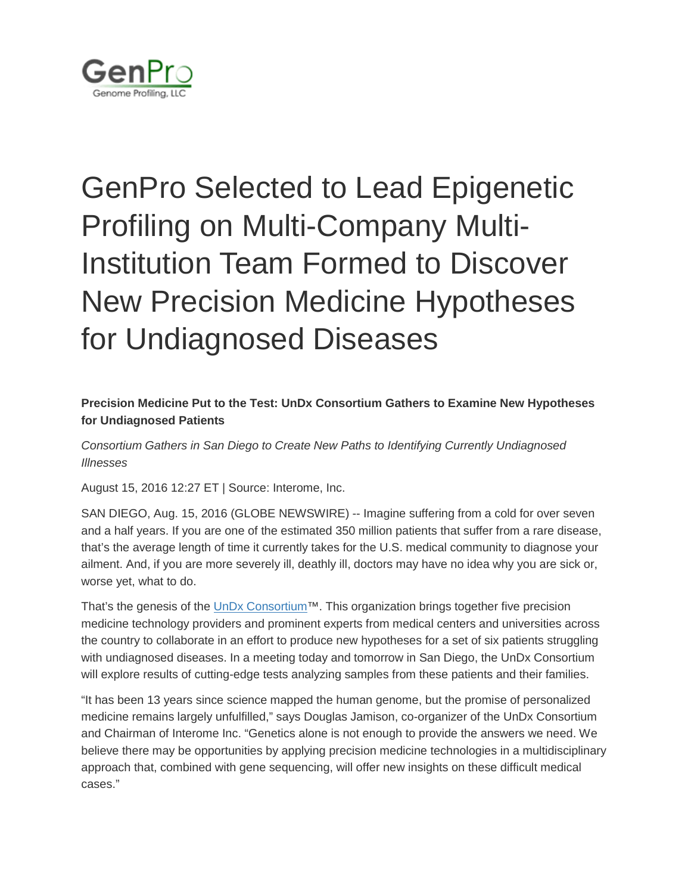GenPro

Genome Profiling, LLC

# GenPro Selected to Lead Epigenetic Profiling on Multi-Company Multi-Institution Team Formed to Discover New Precision Medicine Hypotheses for Undiagnosed Diseases

**Precision Medicine Put to the Test: UnDx Consortium Gathers to Examine New Hypotheses for Undiagnosed Patients**

*Consortium Gathers in San Diego to Create New Paths to Identifying Currently Undiagnosed Illnesses*

August 15, 2016 12:27 ET | Source: Interome, Inc.

SAN DIEGO, Aug. 15, 2016 (GLOBE NEWSWIRE) -- Imagine suffering from a cold for over seven and a half years. If you are one of the estimated 350 million patients that suffer from a rare disease, that's the average length of time it currently takes for the U.S. medical community to diagnose your ailment. And, if you are more severely ill, deathly ill, doctors may have no idea why you are sick or, worse yet, what to do.

That's the genesis of the UnDx Consortium™. This organization brings together five precision medicine technology providers and prominent experts from medical centers and universities across the country to collaborate in an effort to produce new hypotheses for a set of six patients struggling with undiagnosed diseases. In a meeting today and tomorrow in San Diego, the UnDx Consortium will explore results of cutting-edge tests analyzing samples from these patients and their families.

"It has been 13 years since science mapped the human genome, but the promise of personalized medicine remains largely unfulfilled," says Douglas Jamison, co-organizer of the UnDx Consortium and Chairman of Interome Inc. "Genetics alone is not enough to provide the answers we need. We believe there may be opportunities by applying precision medicine technologies in a multidisciplinary approach that, combined with gene sequencing, will offer new insights on these difficult medical cases."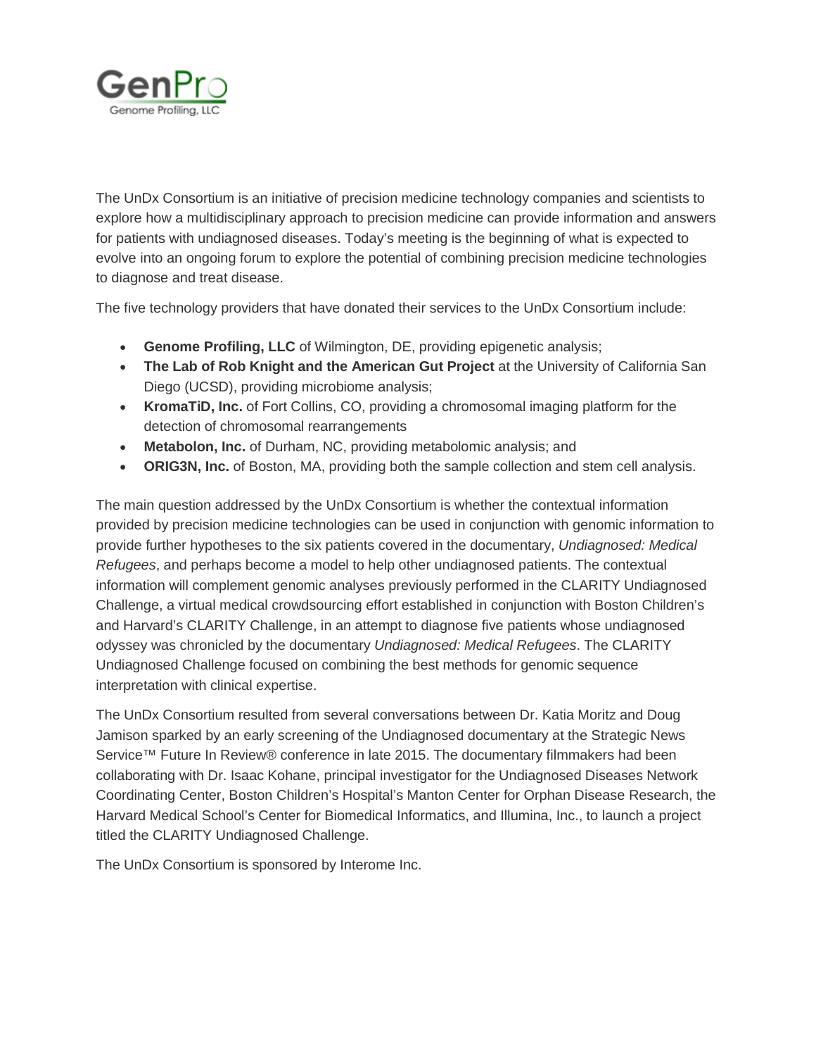The UnDx Consortium is an initiative of precision medicine technology companies and scientists to explore how a multidisciplinary approach to precision medicine can provide information and answers for patients with undiagnosed diseases. Today's meeting is the beginning of what is expected to evolve into an ongoing forum to explore the potential of combining precision medicine technologies to diagnose and treat disease.

The five technology providers that have donated their services to the UnDx Consortium include:

- **Genome Profiling, LLC** of Wilmington, DE, providing epigenetic analysis;
- **The Lab of Rob Knight and the American Gut Project** at the University of California San Diego (UCSD), providing microbiome analysis;
- **KromaTiD, Inc.** of Fort Collins, CO, providing a chromosomal imaging platform for the detection of chromosomal rearrangements
- **Metabolon, Inc.** of Durham, NC, providing metabolomic analysis; and
- **ORIG3N, Inc.** of Boston, MA, providing both the sample collection and stem cell analysis.

The main question addressed by the UnDx Consortium is whether the contextual information provided by precision medicine technologies can be used in conjunction with genomic information to provide further hypotheses to the six patients covered in the documentary, *Undiagnosed: Medical Refugees*, and perhaps become a model to help other undiagnosed patients. The contextual information will complement genomic analyses previously performed in the CLARITY Undiagnosed Challenge, a virtual medical crowdsourcing effort established in conjunction with Boston Children's and Harvard's CLARITY Challenge, in an attempt to diagnose five patients whose undiagnosed odyssey was chronicled by the documentary *Undiagnosed: Medical Refugees*. The CLARITY Undiagnosed Challenge focused on combining the best methods for genomic sequence interpretation with clinical expertise.

The UnDx Consortium resulted from several conversations between Dr. Katia Moritz and Doug Jamison sparked by an early screening of the Undiagnosed documentary at the Strategic News Service™ Future In Review® conference in late 2015. The documentary filmmakers had been collaborating with Dr. Isaac Kohane, principal investigator for the Undiagnosed Diseases Network Coordinating Center, Boston Children's Hospital's Manton Center for Orphan Disease Research, the Harvard Medical School's Center for Biomedical Informatics, and Illumina, Inc., to launch a project titled the CLARITY Undiagnosed Challenge.

The UnDx Consortium is sponsored by Interome Inc.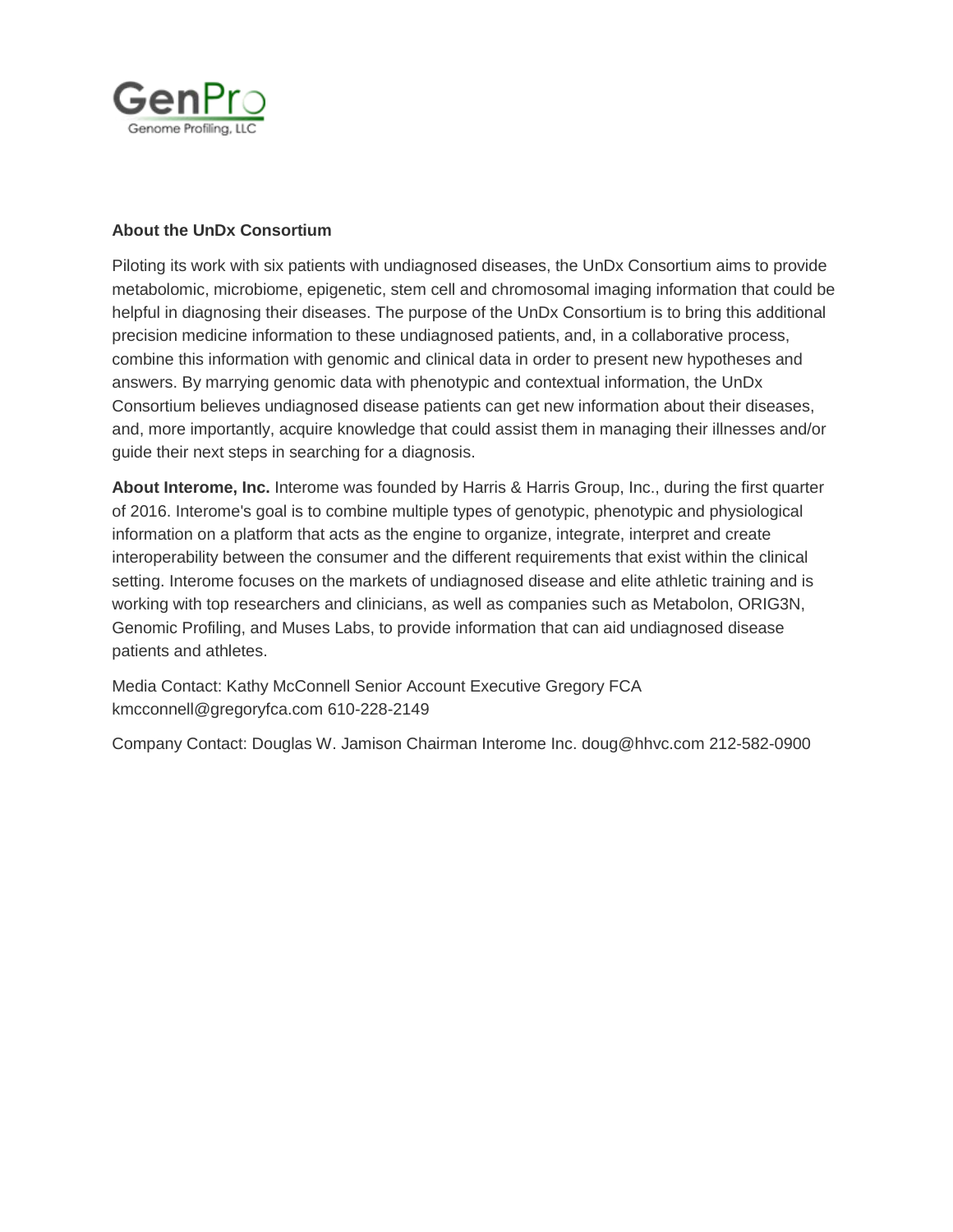**About the UnDx Consortium**

Piloting its work with six patients with undiagnosed diseases, the UnDx Consortium aims to provide metabolomic, microbiome, epigenetic, stem cell and chromosomal imaging information that could be helpful in diagnosing their diseases. The purpose of the UnDx Consortium is to bring this additional precision medicine information to these undiagnosed patients, and, in a collaborative process, combine this information with genomic and clinical data in order to present new hypotheses and answers. By marrying genomic data with phenotypic and contextual information, the UnDx Consortium believes undiagnosed disease patients can get new information about their diseases, and, more importantly, acquire knowledge that could assist them in managing their illnesses and/or guide their next steps in searching for a diagnosis.

**About Interome, Inc.** Interome was founded by Harris & Harris Group, Inc., during the first quarter of 2016. Interome's goal is to combine multiple types of genotypic, phenotypic and physiological information on a platform that acts as the engine to organize, integrate, interpret and create interoperability between the consumer and the different requirements that exist within the clinical setting. Interome focuses on the markets of undiagnosed disease and elite athletic training and is working with top researchers and clinicians, as well as companies such as Metabolon, ORIG3N, Genomic Profiling, and Muses Labs, to provide information that can aid undiagnosed disease patients and athletes.

Media Contact: Kathy McConnell Senior Account Executive Gregory FCA kmcconnell@gregoryfca.com 610-228-2149

Company Contact: Douglas W. Jamison Chairman Interome Inc. doug@hhvc.com 212-582-0900